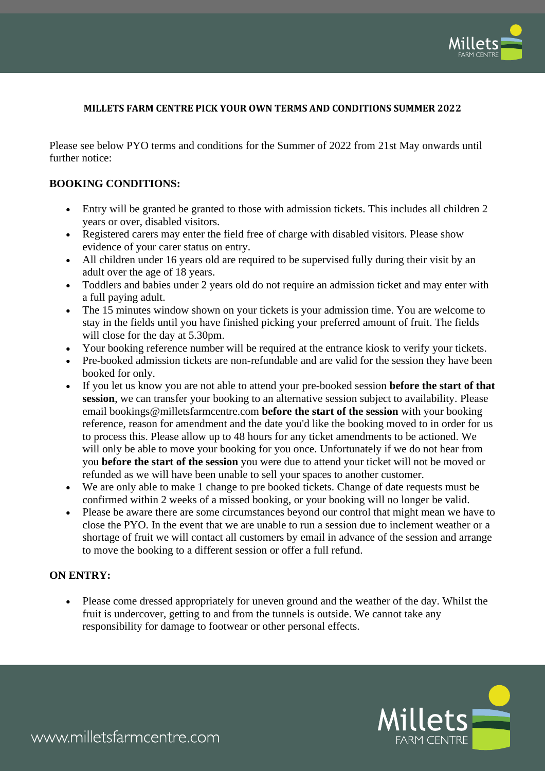## MILLETS FARM CENTRE PICK YOUR OWN TERMS AND CONDITIONS SUMMER 2022

Please see below PYO terms and conditions for the Summer of 2022 from 21st May onwards until further notice:

### BOOKING CONDITIONS:

- Entry will be granted be granted to those with admission tickets. This includes all children 2 years or over, disabled visitors.
- Registered carers may enter the field free of charge with disabled visitors. Please show evidence of your carer status on entry.
- All children under 16 years old are required to be supervised fully during their visit by an adult over the age of 18 years.
- Toddlers and babies under 2 years old do not require an admission ticket and may enter with a full paying adult.
- The 15 minutes window shown on your tickets is your admission time. You are welcome to stay in the fields until you have finished picking your preferred amount of fruit. The fields will close for the day at 5.30pm.
- Your booking reference number will be required at the entrance kiosk to verify your tickets.
- Pre-booked admission tickets are non-refundable and are valid for the session they have been booked for only.
- If you let us know you are not able to attend your pre-booked session **before the start of that session**, we can transfer your booking to an alternative session subject to availability. Please email bookings@milletsfarmcentre.com **before the start of the session** with your booking reference, reason for amendment and the date you'd like the booking moved to in order for us to process this. Please allow up to 48 hours for any ticket amendments to be actioned. We will only be able to move your booking for you once. Unfortunately if we do not hear from you **before the start of the session** you were due to attend your ticket will not be moved or refunded as we will have been unable to sell your spaces to another customer.
- We are only able to make 1 change to pre booked tickets. Change of date requests must be confirmed within 2 weeks of a missed booking, or your booking will no longer be valid.
- Please be aware there are some circumstances beyond our control that might mean we have to close the PYO. In the event that we are unable to run a session due to inclement weather or a shortage of fruit we will contact all customers by email in advance of the session and arrange to move the booking to a different session or offer a full refund.

### ON ENTRY:

- Please come dressed appropriately for uneven ground and the weather of the day. Whilst the fruit is undercover, getting to and from the tunnels is outside. We cannot take any responsibility for damage to footwear or other personal effects.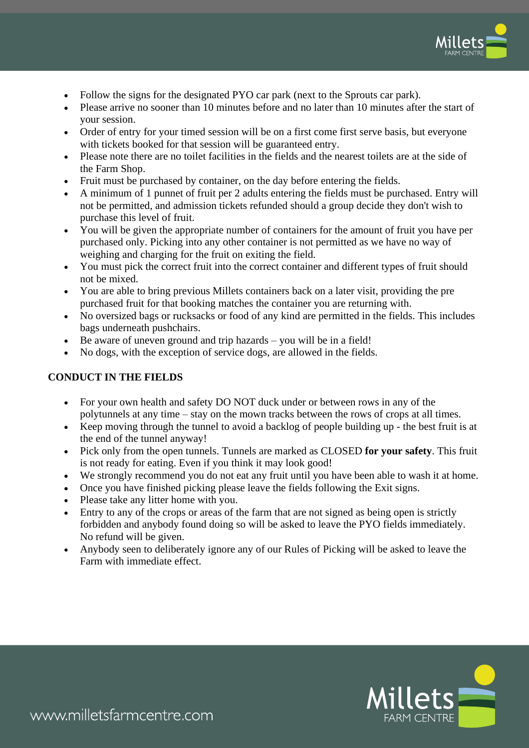- Follow the signs for the designated PYO car park (next to the Sprouts car park).
- Please arrive no sooner than 10 minutes before and no later than 10 minutes after the start of your session.
- Order of entry for your timed session will be on a first come first serve basis, but everyone with tickets booked for that session will be guaranteed entry.
- Please note there are no toilet facilities in the fields and the nearest toilets are at the side of the Farm Shop.
- Fruit must be purchased by container, on the day before entering the fields.
- A minimum of 1 punnet of fruit per 2 adults entering the fields must be purchased. Entry will not be permitted, and admission tickets refunded should a group decide they don't wish to purchase this level of fruit.
- You will be given the appropriate number of containers for the amount of fruit you have per purchased only. Picking into any other container is not permitted as we have no way of weighing and charging for the fruit on exiting the field.
- You must pick the correct fruit into the correct container and different types of fruit should not be mixed.
- You are able to bring previous Millets containers back on a later visit, providing the pre purchased fruit for that booking matches the container you are returning with.
- No oversized bags or rucksacks or food of any kind are permitted in the fields. This includes bags underneath pushchairs.
- Be aware of uneven ground and trip hazards – you will be in a field!
- No dogs, with the exception of service dogs, are allowed in the fields.

**CONDUCT IN THE FIELDS**

- For your own health and safety DO NOT duck under or between rows in any of the polytunnels at any time – stay on the mown tracks between the rows of crops at all times.
- Keep moving through the tunnel to avoid a backlog of people building up - the best fruit is at the end of the tunnel anyway!
- Pick only from the open tunnels. Tunnels are marked as CLOSED **for your safety**. This fruit is not ready for eating. Even if you think it may look good!
- We strongly recommend you do not eat any fruit until you have been able to wash it at home.
- Once you have finished picking please leave the fields following the Exit signs.
- Please take any litter home with you.
- Entry to any of the crops or areas of the farm that are not signed as being open is strictly forbidden and anybody found doing so will be asked to leave the PYO fields immediately. No refund will be given.
- Anybody seen to deliberately ignore any of our Rules of Picking will be asked to leave the Farm with immediate effect.